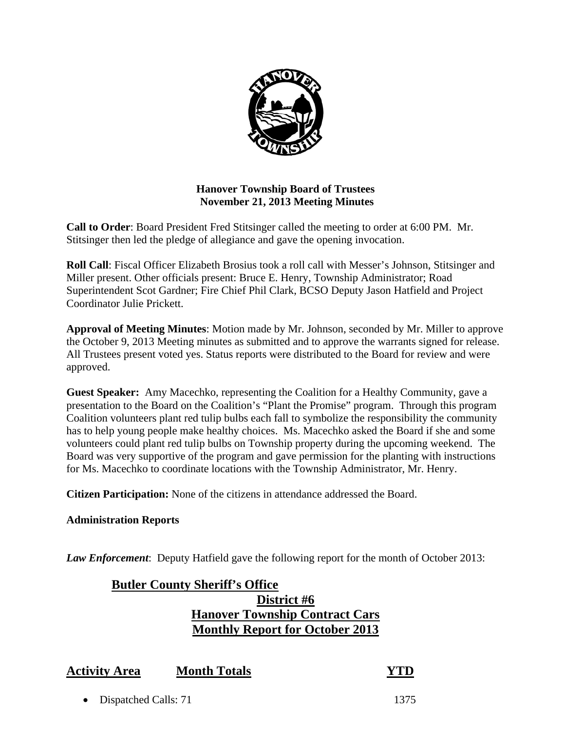**Hanover Township Board of Trustees**
**November 21, 2013 Meeting Minutes**

**Call to Order**: Board President Fred Stitsinger called the meeting to order at 6:00 PM. Mr. Stitsinger then led the pledge of allegiance and gave the opening invocation.

**Roll Call**: Fiscal Officer Elizabeth Brosius took a roll call with Messer's Johnson, Stitsinger and Miller present. Other officials present: Bruce E. Henry, Township Administrator; Road Superintendent Scot Gardner; Fire Chief Phil Clark, BCSO Deputy Jason Hatfield and Project Coordinator Julie Prickett.

**Approval of Meeting Minutes**: Motion made by Mr. Johnson, seconded by Mr. Miller to approve the October 9, 2013 Meeting minutes as submitted and to approve the warrants signed for release. All Trustees present voted yes. Status reports were distributed to the Board for review and were approved.

**Guest Speaker:** Amy Macechko, representing the Coalition for a Healthy Community, gave a presentation to the Board on the Coalition's "Plant the Promise" program. Through this program Coalition volunteers plant red tulip bulbs each fall to symbolize the responsibility the community has to help young people make healthy choices. Ms. Macechko asked the Board if she and some volunteers could plant red tulip bulbs on Township property during the upcoming weekend. The Board was very supportive of the program and gave permission for the planting with instructions for Ms. Macechko to coordinate locations with the Township Administrator, Mr. Henry.

**Citizen Participation:** None of the citizens in attendance addressed the Board.

**Administration Reports**

***Law Enforcement***: Deputy Hatfield gave the following report for the month of October 2013:

**Butler County Sheriff's Office**
**District #6**
**Hanover Township Contract Cars**
**Monthly Report for October 2013**

| **Activity Area** | **Month Totals** | **YTD** |
|---|---|---|
| • Dispatched Calls: 71 | | 1375 |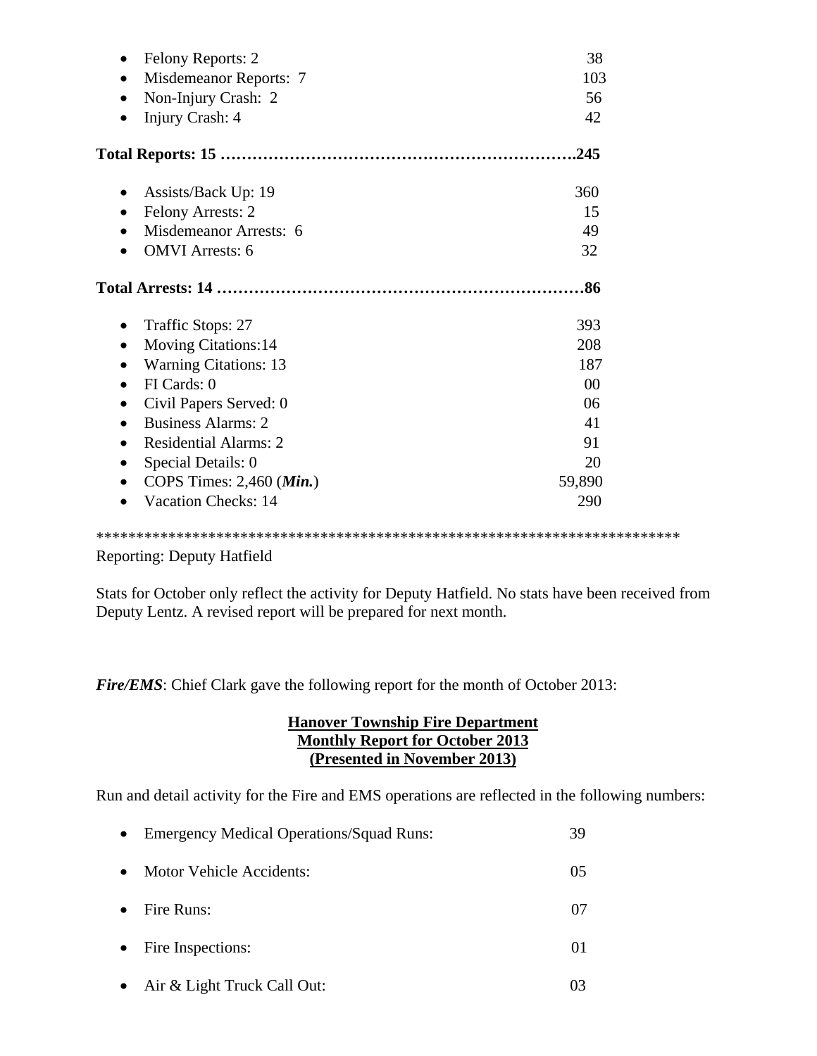- Felony Reports: 2 38
- Misdemeanor Reports: 7 103
- Non-Injury Crash: 2 56
- Injury Crash: 4 42

**Total Reports: 15 ……………………………………………………….245**

- Assists/Back Up: 19 360
- Felony Arrests: 2 15
- Misdemeanor Arrests: 6 49
- OMVI Arrests: 6 32

**Total Arrests: 14 …………………………………………………………86**

- Traffic Stops: 27 393
- Moving Citations:14 208
- Warning Citations: 13 187
- FI Cards: 0 00
- Civil Papers Served: 0 06
- Business Alarms: 2 41
- Residential Alarms: 2 91
- Special Details: 0 20
- COPS Times: 2,460 (***Min.***) 59,890
- Vacation Checks: 14 290

***************************************************************************

Reporting: Deputy Hatfield

Stats for October only reflect the activity for Deputy Hatfield. No stats have been received from Deputy Lentz. A revised report will be prepared for next month.

***Fire/EMS***: Chief Clark gave the following report for the month of October 2013:

**Hanover Township Fire Department**
**Monthly Report for October 2013**
**(Presented in November 2013)**

Run and detail activity for the Fire and EMS operations are reflected in the following numbers:

- Emergency Medical Operations/Squad Runs: 39
- Motor Vehicle Accidents: 05
- Fire Runs: 07
- Fire Inspections: 01
- Air & Light Truck Call Out: 03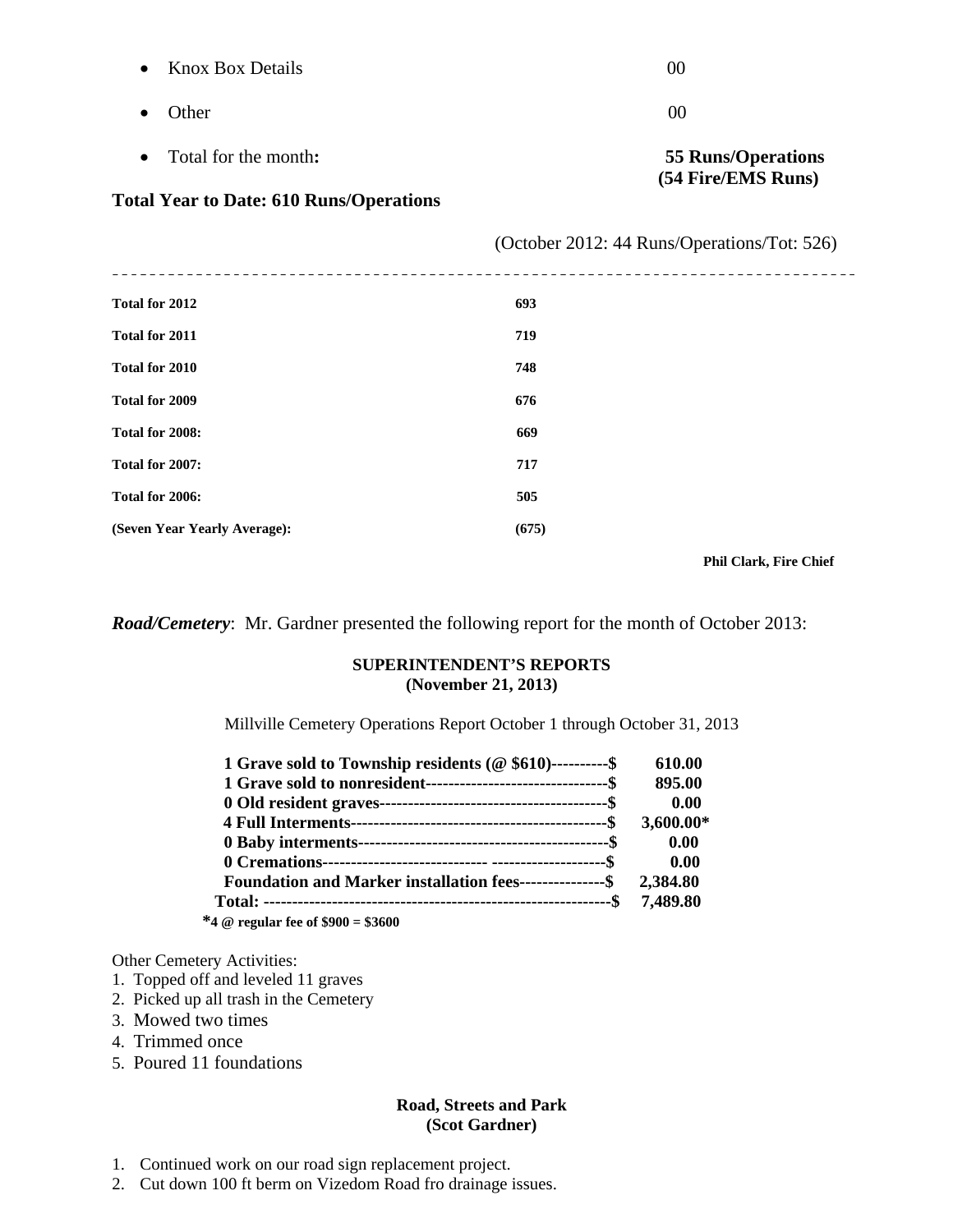- Knox Box Details 00
- Other 00
- Total for the month**:** **55 Runs/Operations (54 Fire/EMS Runs)**

**Total Year to Date: 610 Runs/Operations**

(October 2012: 44 Runs/Operations/Tot: 526)

---

| | |
|---|---|
| **Total for 2012** | **693** |
| **Total for 2011** | **719** |
| **Total for 2010** | **748** |
| **Total for 2009** | **676** |
| **Total for 2008:** | **669** |
| **Total for 2007:** | **717** |
| **Total for 2006:** | **505** |
| **(Seven Year Yearly Average):** | **(675)** |

**Phil Clark, Fire Chief**

***Road/Cemetery***: Mr. Gardner presented the following report for the month of October 2013:

**SUPERINTENDENT'S REPORTS**
**(November 21, 2013)**

Millville Cemetery Operations Report October 1 through October 31, 2013

| | |
|---|---|
| **1 Grave sold to Township residents (@ $610)----------$** | **610.00** |
| **1 Grave sold to nonresident--------------------------------$** | **895.00** |
| **0 Old resident graves---------------------------------------$** | **0.00** |
| **4 Full Interments--------------------------------------------$** | **3,600.00*** |
| **0 Baby interments-------------------------------------------$** | **0.00** |
| **0 Cremations---------------------------- --------------------$** | **0.00** |
| **Foundation and Marker installation fees---------------$** | **2,384.80** |
| **Total: ------------------------------------------------------------$** | **7,489.80** |

***4 @ regular fee of $900 = $3600**

Other Cemetery Activities:

1. Topped off and leveled 11 graves
2. Picked up all trash in the Cemetery
3. Mowed two times
4. Trimmed once
5. Poured 11 foundations

**Road, Streets and Park**
**(Scot Gardner)**

1. Continued work on our road sign replacement project.
2. Cut down 100 ft berm on Vizedom Road fro drainage issues.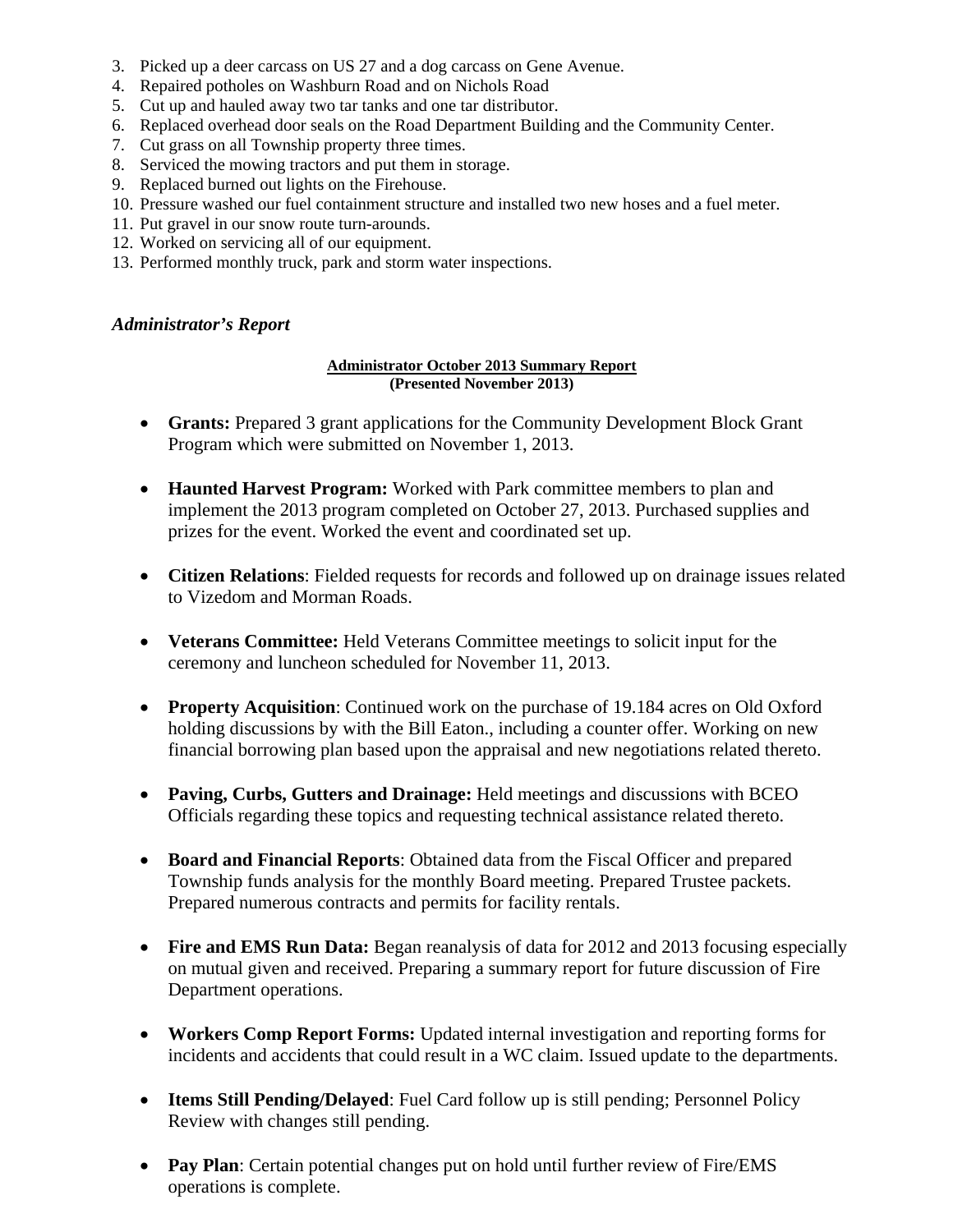3. Picked up a deer carcass on US 27 and a dog carcass on Gene Avenue.
4. Repaired potholes on Washburn Road and on Nichols Road
5. Cut up and hauled away two tar tanks and one tar distributor.
6. Replaced overhead door seals on the Road Department Building and the Community Center.
7. Cut grass on all Township property three times.
8. Serviced the mowing tractors and put them in storage.
9. Replaced burned out lights on the Firehouse.
10. Pressure washed our fuel containment structure and installed two new hoses and a fuel meter.
11. Put gravel in our snow route turn-arounds.
12. Worked on servicing all of our equipment.
13. Performed monthly truck, park and storm water inspections.

### *Administrator's Report*

**Administrator October 2013 Summary Report**
**(Presented November 2013)**

- **Grants:** Prepared 3 grant applications for the Community Development Block Grant Program which were submitted on November 1, 2013.

- **Haunted Harvest Program:** Worked with Park committee members to plan and implement the 2013 program completed on October 27, 2013. Purchased supplies and prizes for the event. Worked the event and coordinated set up.

- **Citizen Relations**: Fielded requests for records and followed up on drainage issues related to Vizedom and Morman Roads.

- **Veterans Committee:** Held Veterans Committee meetings to solicit input for the ceremony and luncheon scheduled for November 11, 2013.

- **Property Acquisition**: Continued work on the purchase of 19.184 acres on Old Oxford holding discussions by with the Bill Eaton., including a counter offer. Working on new financial borrowing plan based upon the appraisal and new negotiations related thereto.

- **Paving, Curbs, Gutters and Drainage:** Held meetings and discussions with BCEO Officials regarding these topics and requesting technical assistance related thereto.

- **Board and Financial Reports**: Obtained data from the Fiscal Officer and prepared Township funds analysis for the monthly Board meeting. Prepared Trustee packets. Prepared numerous contracts and permits for facility rentals.

- **Fire and EMS Run Data:** Began reanalysis of data for 2012 and 2013 focusing especially on mutual given and received. Preparing a summary report for future discussion of Fire Department operations.

- **Workers Comp Report Forms:** Updated internal investigation and reporting forms for incidents and accidents that could result in a WC claim. Issued update to the departments.

- **Items Still Pending/Delayed**: Fuel Card follow up is still pending; Personnel Policy Review with changes still pending.

- **Pay Plan**: Certain potential changes put on hold until further review of Fire/EMS operations is complete.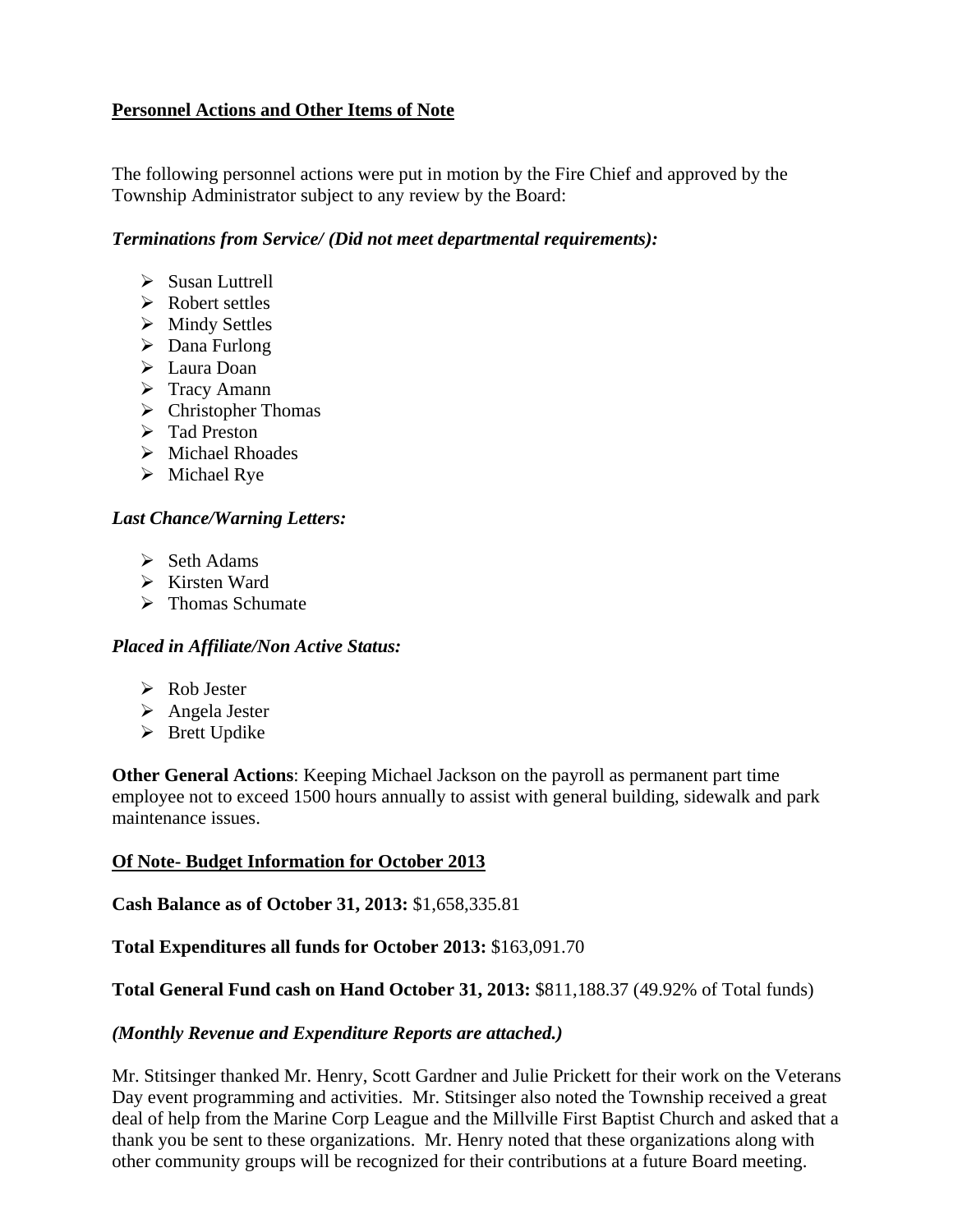**Personnel Actions and Other Items of Note**

The following personnel actions were put in motion by the Fire Chief and approved by the Township Administrator subject to any review by the Board:

***Terminations from Service/ (Did not meet departmental requirements):***

- Susan Luttrell
- Robert settles
- Mindy Settles
- Dana Furlong
- Laura Doan
- Tracy Amann
- Christopher Thomas
- Tad Preston
- Michael Rhoades
- Michael Rye

***Last Chance/Warning Letters:***

- Seth Adams
- Kirsten Ward
- Thomas Schumate

***Placed in Affiliate/Non Active Status:***

- Rob Jester
- Angela Jester
- Brett Updike

**Other General Actions**: Keeping Michael Jackson on the payroll as permanent part time employee not to exceed 1500 hours annually to assist with general building, sidewalk and park maintenance issues.

**Of Note- Budget Information for October 2013**

**Cash Balance as of October 31, 2013:** $1,658,335.81

**Total Expenditures all funds for October 2013:** $163,091.70

**Total General Fund cash on Hand October 31, 2013:** $811,188.37 (49.92% of Total funds)

***(Monthly Revenue and Expenditure Reports are attached.)***

Mr. Stitsinger thanked Mr. Henry, Scott Gardner and Julie Prickett for their work on the Veterans Day event programming and activities. Mr. Stitsinger also noted the Township received a great deal of help from the Marine Corp League and the Millville First Baptist Church and asked that a thank you be sent to these organizations. Mr. Henry noted that these organizations along with other community groups will be recognized for their contributions at a future Board meeting.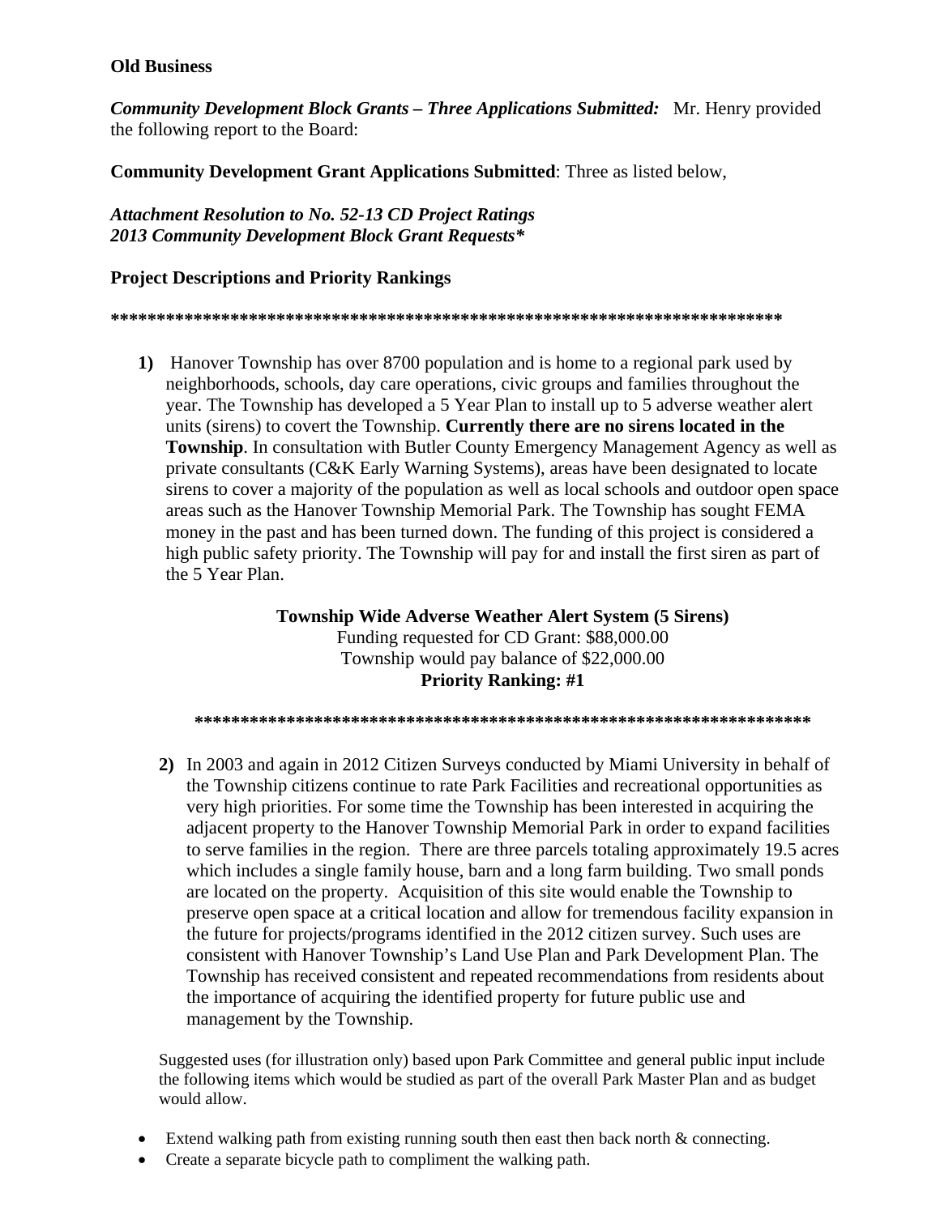**Old Business**

***Community Development Block Grants – Three Applications Submitted:*** Mr. Henry provided the following report to the Board:

**Community Development Grant Applications Submitted**: Three as listed below,

***Attachment Resolution to No. 52-13 CD Project Ratings***
***2013 Community Development Block Grant Requests****

**Project Descriptions and Priority Rankings**

**************************************************************************

1) Hanover Township has over 8700 population and is home to a regional park used by neighborhoods, schools, day care operations, civic groups and families throughout the year. The Township has developed a 5 Year Plan to install up to 5 adverse weather alert units (sirens) to covert the Township. **Currently there are no sirens located in the Township**. In consultation with Butler County Emergency Management Agency as well as private consultants (C&K Early Warning Systems), areas have been designated to locate sirens to cover a majority of the population as well as local schools and outdoor open space areas such as the Hanover Township Memorial Park. The Township has sought FEMA money in the past and has been turned down. The funding of this project is considered a high public safety priority. The Township will pay for and install the first siren as part of the 5 Year Plan.

**Township Wide Adverse Weather Alert System (5 Sirens)**
Funding requested for CD Grant: $88,000.00
Township would pay balance of $22,000.00
**Priority Ranking: #1**

*********************************************************************

2) In 2003 and again in 2012 Citizen Surveys conducted by Miami University in behalf of the Township citizens continue to rate Park Facilities and recreational opportunities as very high priorities. For some time the Township has been interested in acquiring the adjacent property to the Hanover Township Memorial Park in order to expand facilities to serve families in the region. There are three parcels totaling approximately 19.5 acres which includes a single family house, barn and a long farm building. Two small ponds are located on the property. Acquisition of this site would enable the Township to preserve open space at a critical location and allow for tremendous facility expansion in the future for projects/programs identified in the 2012 citizen survey. Such uses are consistent with Hanover Township's Land Use Plan and Park Development Plan. The Township has received consistent and repeated recommendations from residents about the importance of acquiring the identified property for future public use and management by the Township.

Suggested uses (for illustration only) based upon Park Committee and general public input include the following items which would be studied as part of the overall Park Master Plan and as budget would allow.

- Extend walking path from existing running south then east then back north & connecting.
- Create a separate bicycle path to compliment the walking path.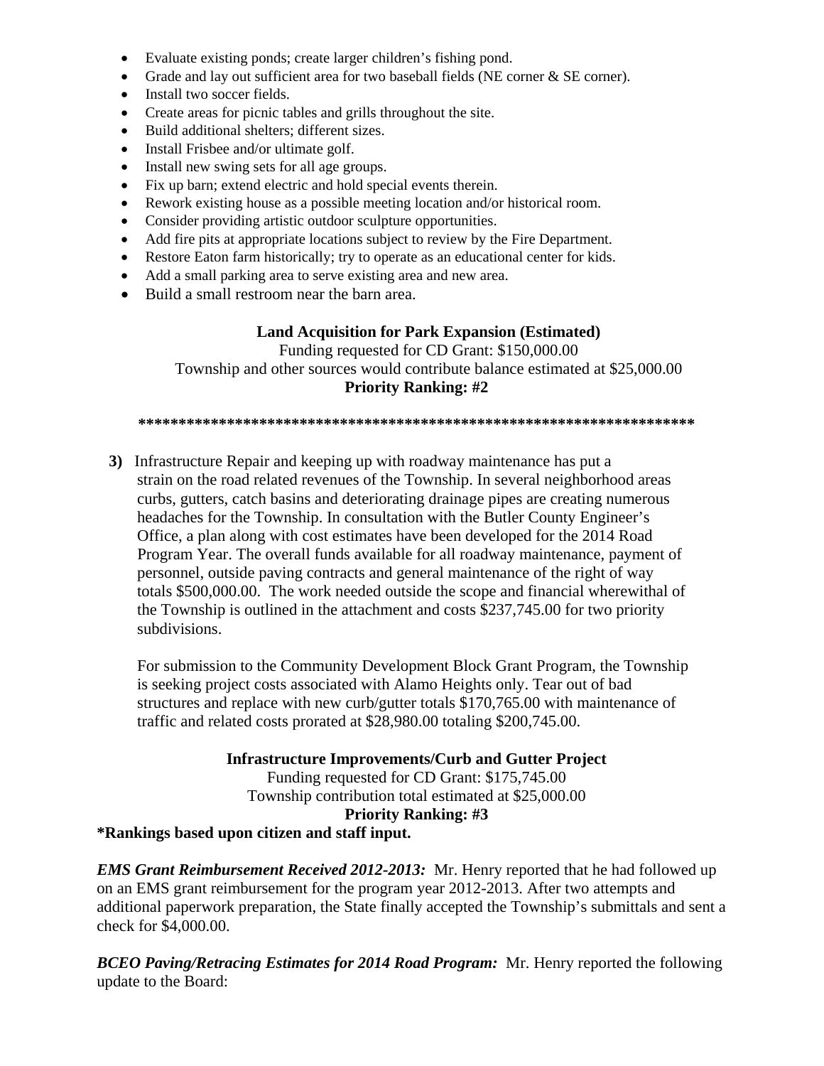- Evaluate existing ponds; create larger children's fishing pond.
- Grade and lay out sufficient area for two baseball fields (NE corner & SE corner).
- Install two soccer fields.
- Create areas for picnic tables and grills throughout the site.
- Build additional shelters; different sizes.
- Install Frisbee and/or ultimate golf.
- Install new swing sets for all age groups.
- Fix up barn; extend electric and hold special events therein.
- Rework existing house as a possible meeting location and/or historical room.
- Consider providing artistic outdoor sculpture opportunities.
- Add fire pits at appropriate locations subject to review by the Fire Department.
- Restore Eaton farm historically; try to operate as an educational center for kids.
- Add a small parking area to serve existing area and new area.
- Build a small restroom near the barn area.

**Land Acquisition for Park Expansion (Estimated)**
Funding requested for CD Grant: $150,000.00
Township and other sources would contribute balance estimated at $25,000.00
**Priority Ranking: #2**

**********************************************************************

**3)** Infrastructure Repair and keeping up with roadway maintenance has put a strain on the road related revenues of the Township. In several neighborhood areas curbs, gutters, catch basins and deteriorating drainage pipes are creating numerous headaches for the Township. In consultation with the Butler County Engineer's Office, a plan along with cost estimates have been developed for the 2014 Road Program Year. The overall funds available for all roadway maintenance, payment of personnel, outside paving contracts and general maintenance of the right of way totals $500,000.00. The work needed outside the scope and financial wherewithal of the Township is outlined in the attachment and costs $237,745.00 for two priority subdivisions.

For submission to the Community Development Block Grant Program, the Township is seeking project costs associated with Alamo Heights only. Tear out of bad structures and replace with new curb/gutter totals $170,765.00 with maintenance of traffic and related costs prorated at $28,980.00 totaling $200,745.00.

**Infrastructure Improvements/Curb and Gutter Project**
Funding requested for CD Grant: $175,745.00
Township contribution total estimated at $25,000.00
**Priority Ranking: #3**

***Rankings based upon citizen and staff input.**

***EMS Grant Reimbursement Received 2012-2013:*** Mr. Henry reported that he had followed up on an EMS grant reimbursement for the program year 2012-2013. After two attempts and additional paperwork preparation, the State finally accepted the Township's submittals and sent a check for $4,000.00.

***BCEO Paving/Retracing Estimates for 2014 Road Program:*** Mr. Henry reported the following update to the Board: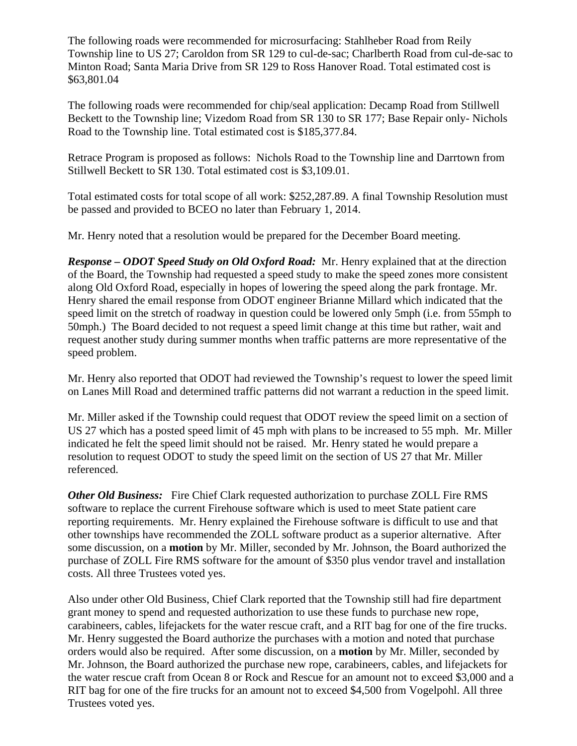The following roads were recommended for microsurfacing: Stahlheber Road from Reily Township line to US 27; Caroldon from SR 129 to cul-de-sac; Charlberth Road from cul-de-sac to Minton Road; Santa Maria Drive from SR 129 to Ross Hanover Road. Total estimated cost is $63,801.04

The following roads were recommended for chip/seal application: Decamp Road from Stillwell Beckett to the Township line; Vizedom Road from SR 130 to SR 177; Base Repair only- Nichols Road to the Township line. Total estimated cost is $185,377.84.

Retrace Program is proposed as follows: Nichols Road to the Township line and Darrtown from Stillwell Beckett to SR 130. Total estimated cost is $3,109.01.

Total estimated costs for total scope of all work: $252,287.89. A final Township Resolution must be passed and provided to BCEO no later than February 1, 2014.

Mr. Henry noted that a resolution would be prepared for the December Board meeting.

***Response – ODOT Speed Study on Old Oxford Road:*** Mr. Henry explained that at the direction of the Board, the Township had requested a speed study to make the speed zones more consistent along Old Oxford Road, especially in hopes of lowering the speed along the park frontage. Mr. Henry shared the email response from ODOT engineer Brianne Millard which indicated that the speed limit on the stretch of roadway in question could be lowered only 5mph (i.e. from 55mph to 50mph.) The Board decided to not request a speed limit change at this time but rather, wait and request another study during summer months when traffic patterns are more representative of the speed problem.

Mr. Henry also reported that ODOT had reviewed the Township's request to lower the speed limit on Lanes Mill Road and determined traffic patterns did not warrant a reduction in the speed limit.

Mr. Miller asked if the Township could request that ODOT review the speed limit on a section of US 27 which has a posted speed limit of 45 mph with plans to be increased to 55 mph. Mr. Miller indicated he felt the speed limit should not be raised. Mr. Henry stated he would prepare a resolution to request ODOT to study the speed limit on the section of US 27 that Mr. Miller referenced.

***Other Old Business:*** Fire Chief Clark requested authorization to purchase ZOLL Fire RMS software to replace the current Firehouse software which is used to meet State patient care reporting requirements. Mr. Henry explained the Firehouse software is difficult to use and that other townships have recommended the ZOLL software product as a superior alternative. After some discussion, on a **motion** by Mr. Miller, seconded by Mr. Johnson, the Board authorized the purchase of ZOLL Fire RMS software for the amount of $350 plus vendor travel and installation costs. All three Trustees voted yes.

Also under other Old Business, Chief Clark reported that the Township still had fire department grant money to spend and requested authorization to use these funds to purchase new rope, carabineers, cables, lifejackets for the water rescue craft, and a RIT bag for one of the fire trucks. Mr. Henry suggested the Board authorize the purchases with a motion and noted that purchase orders would also be required. After some discussion, on a **motion** by Mr. Miller, seconded by Mr. Johnson, the Board authorized the purchase new rope, carabineers, cables, and lifejackets for the water rescue craft from Ocean 8 or Rock and Rescue for an amount not to exceed $3,000 and a RIT bag for one of the fire trucks for an amount not to exceed $4,500 from Vogelpohl. All three Trustees voted yes.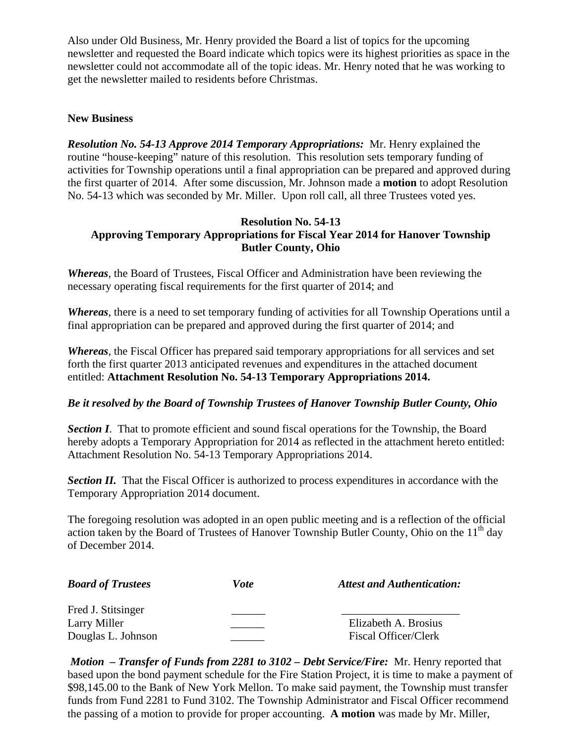Also under Old Business, Mr. Henry provided the Board a list of topics for the upcoming newsletter and requested the Board indicate which topics were its highest priorities as space in the newsletter could not accommodate all of the topic ideas. Mr. Henry noted that he was working to get the newsletter mailed to residents before Christmas.

**New Business**

***Resolution No. 54-13 Approve 2014 Temporary Appropriations:*** Mr. Henry explained the routine "house-keeping" nature of this resolution. This resolution sets temporary funding of activities for Township operations until a final appropriation can be prepared and approved during the first quarter of 2014. After some discussion, Mr. Johnson made a **motion** to adopt Resolution No. 54-13 which was seconded by Mr. Miller. Upon roll call, all three Trustees voted yes.

**Resolution No. 54-13**
**Approving Temporary Appropriations for Fiscal Year 2014 for Hanover Township**
**Butler County, Ohio**

***Whereas***, the Board of Trustees, Fiscal Officer and Administration have been reviewing the necessary operating fiscal requirements for the first quarter of 2014; and

***Whereas***, there is a need to set temporary funding of activities for all Township Operations until a final appropriation can be prepared and approved during the first quarter of 2014; and

***Whereas***, the Fiscal Officer has prepared said temporary appropriations for all services and set forth the first quarter 2013 anticipated revenues and expenditures in the attached document entitled: **Attachment Resolution No. 54-13 Temporary Appropriations 2014.**

***Be it resolved by the Board of Township Trustees of Hanover Township Butler County, Ohio***

***Section I***. That to promote efficient and sound fiscal operations for the Township, the Board hereby adopts a Temporary Appropriation for 2014 as reflected in the attachment hereto entitled: Attachment Resolution No. 54-13 Temporary Appropriations 2014.

***Section II.*** That the Fiscal Officer is authorized to process expenditures in accordance with the Temporary Appropriation 2014 document.

The foregoing resolution was adopted in an open public meeting and is a reflection of the official action taken by the Board of Trustees of Hanover Township Butler County, Ohio on the 11th day of December 2014.

| ***Board of Trustees*** | ***Vote*** | ***Attest and Authentication:*** |
|---|---|---|
| Fred J. Stitsinger | ______ | _____________________ |
| Larry Miller | ______ | Elizabeth A. Brosius |
| Douglas L. Johnson | ______ | Fiscal Officer/Clerk |

***Motion – Transfer of Funds from 2281 to 3102 – Debt Service/Fire:*** Mr. Henry reported that based upon the bond payment schedule for the Fire Station Project, it is time to make a payment of $98,145.00 to the Bank of New York Mellon. To make said payment, the Township must transfer funds from Fund 2281 to Fund 3102. The Township Administrator and Fiscal Officer recommend the passing of a motion to provide for proper accounting. **A motion** was made by Mr. Miller,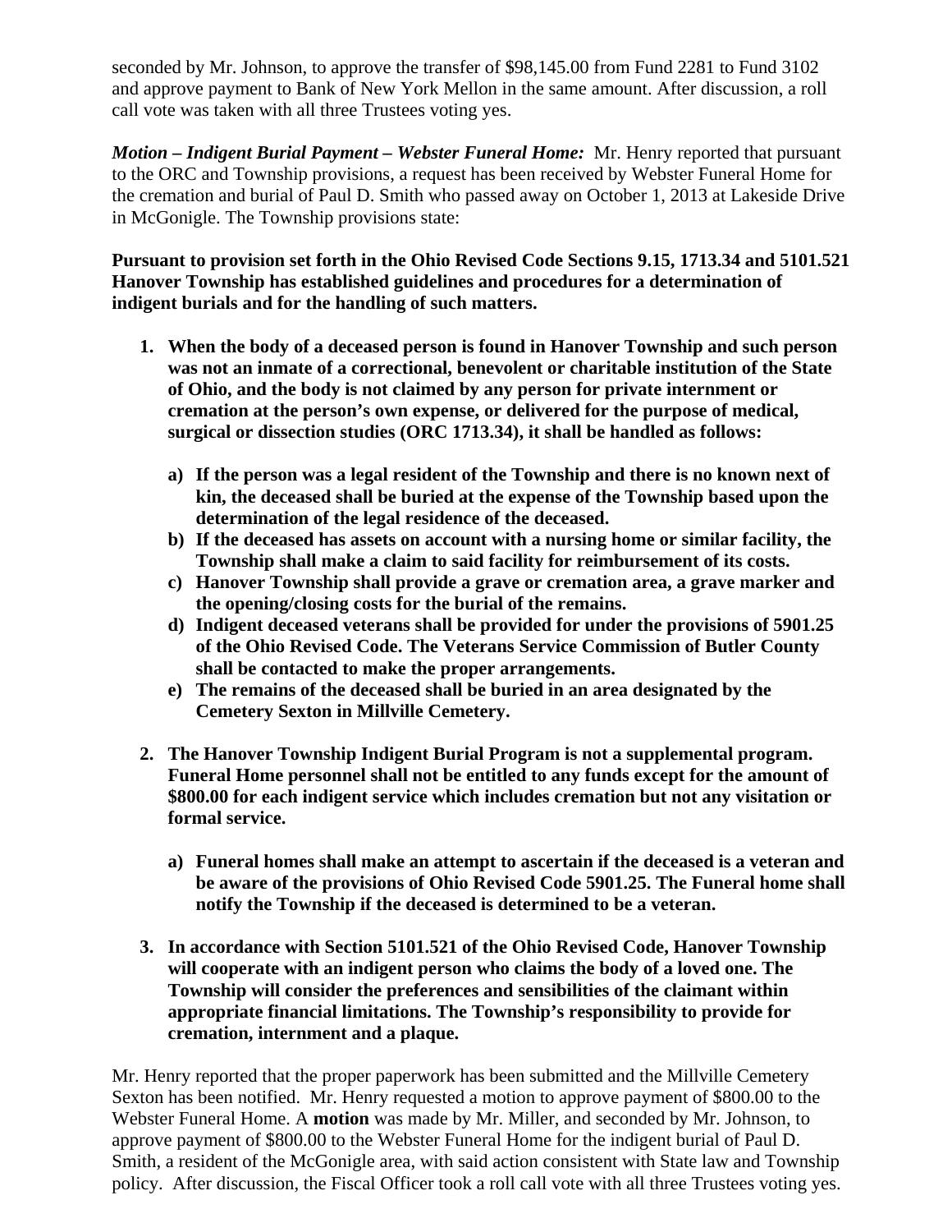seconded by Mr. Johnson, to approve the transfer of $98,145.00 from Fund 2281 to Fund 3102 and approve payment to Bank of New York Mellon in the same amount. After discussion, a roll call vote was taken with all three Trustees voting yes.

***Motion – Indigent Burial Payment – Webster Funeral Home:*** Mr. Henry reported that pursuant to the ORC and Township provisions, a request has been received by Webster Funeral Home for the cremation and burial of Paul D. Smith who passed away on October 1, 2013 at Lakeside Drive in McGonigle. The Township provisions state:

**Pursuant to provision set forth in the Ohio Revised Code Sections 9.15, 1713.34 and 5101.521 Hanover Township has established guidelines and procedures for a determination of indigent burials and for the handling of such matters.**

1. **When the body of a deceased person is found in Hanover Township and such person was not an inmate of a correctional, benevolent or charitable institution of the State of Ohio, and the body is not claimed by any person for private internment or cremation at the person's own expense, or delivered for the purpose of medical, surgical or dissection studies (ORC 1713.34), it shall be handled as follows:**

   a) **If the person was a legal resident of the Township and there is no known next of kin, the deceased shall be buried at the expense of the Township based upon the determination of the legal residence of the deceased.**
   b) **If the deceased has assets on account with a nursing home or similar facility, the Township shall make a claim to said facility for reimbursement of its costs.**
   c) **Hanover Township shall provide a grave or cremation area, a grave marker and the opening/closing costs for the burial of the remains.**
   d) **Indigent deceased veterans shall be provided for under the provisions of 5901.25 of the Ohio Revised Code. The Veterans Service Commission of Butler County shall be contacted to make the proper arrangements.**
   e) **The remains of the deceased shall be buried in an area designated by the Cemetery Sexton in Millville Cemetery.**

2. **The Hanover Township Indigent Burial Program is not a supplemental program. Funeral Home personnel shall not be entitled to any funds except for the amount of $800.00 for each indigent service which includes cremation but not any visitation or formal service.**

   a) **Funeral homes shall make an attempt to ascertain if the deceased is a veteran and be aware of the provisions of Ohio Revised Code 5901.25. The Funeral home shall notify the Township if the deceased is determined to be a veteran.**

3. **In accordance with Section 5101.521 of the Ohio Revised Code, Hanover Township will cooperate with an indigent person who claims the body of a loved one. The Township will consider the preferences and sensibilities of the claimant within appropriate financial limitations. The Township's responsibility to provide for cremation, internment and a plaque.**

Mr. Henry reported that the proper paperwork has been submitted and the Millville Cemetery Sexton has been notified. Mr. Henry requested a motion to approve payment of $800.00 to the Webster Funeral Home. A **motion** was made by Mr. Miller, and seconded by Mr. Johnson, to approve payment of $800.00 to the Webster Funeral Home for the indigent burial of Paul D. Smith, a resident of the McGonigle area, with said action consistent with State law and Township policy. After discussion, the Fiscal Officer took a roll call vote with all three Trustees voting yes.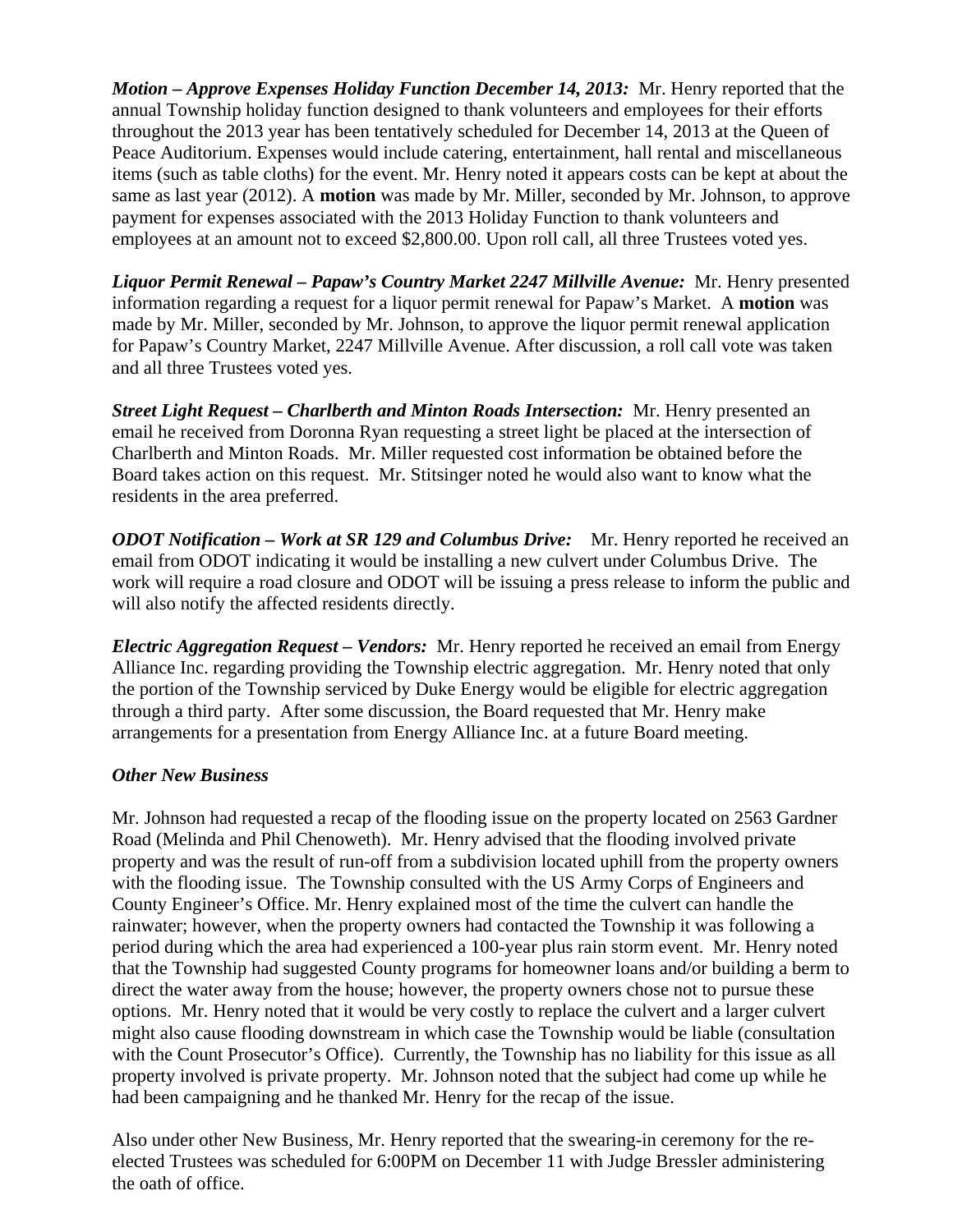***Motion – Approve Expenses Holiday Function December 14, 2013:*** Mr. Henry reported that the annual Township holiday function designed to thank volunteers and employees for their efforts throughout the 2013 year has been tentatively scheduled for December 14, 2013 at the Queen of Peace Auditorium. Expenses would include catering, entertainment, hall rental and miscellaneous items (such as table cloths) for the event. Mr. Henry noted it appears costs can be kept at about the same as last year (2012). A **motion** was made by Mr. Miller, seconded by Mr. Johnson, to approve payment for expenses associated with the 2013 Holiday Function to thank volunteers and employees at an amount not to exceed $2,800.00. Upon roll call, all three Trustees voted yes.

***Liquor Permit Renewal – Papaw's Country Market 2247 Millville Avenue:*** Mr. Henry presented information regarding a request for a liquor permit renewal for Papaw's Market. A **motion** was made by Mr. Miller, seconded by Mr. Johnson, to approve the liquor permit renewal application for Papaw's Country Market, 2247 Millville Avenue. After discussion, a roll call vote was taken and all three Trustees voted yes.

***Street Light Request – Charlberth and Minton Roads Intersection:*** Mr. Henry presented an email he received from Doronna Ryan requesting a street light be placed at the intersection of Charlberth and Minton Roads. Mr. Miller requested cost information be obtained before the Board takes action on this request. Mr. Stitsinger noted he would also want to know what the residents in the area preferred.

***ODOT Notification – Work at SR 129 and Columbus Drive:*** Mr. Henry reported he received an email from ODOT indicating it would be installing a new culvert under Columbus Drive. The work will require a road closure and ODOT will be issuing a press release to inform the public and will also notify the affected residents directly.

***Electric Aggregation Request – Vendors:*** Mr. Henry reported he received an email from Energy Alliance Inc. regarding providing the Township electric aggregation. Mr. Henry noted that only the portion of the Township serviced by Duke Energy would be eligible for electric aggregation through a third party. After some discussion, the Board requested that Mr. Henry make arrangements for a presentation from Energy Alliance Inc. at a future Board meeting.

***Other New Business***

Mr. Johnson had requested a recap of the flooding issue on the property located on 2563 Gardner Road (Melinda and Phil Chenoweth). Mr. Henry advised that the flooding involved private property and was the result of run-off from a subdivision located uphill from the property owners with the flooding issue. The Township consulted with the US Army Corps of Engineers and County Engineer's Office. Mr. Henry explained most of the time the culvert can handle the rainwater; however, when the property owners had contacted the Township it was following a period during which the area had experienced a 100-year plus rain storm event. Mr. Henry noted that the Township had suggested County programs for homeowner loans and/or building a berm to direct the water away from the house; however, the property owners chose not to pursue these options. Mr. Henry noted that it would be very costly to replace the culvert and a larger culvert might also cause flooding downstream in which case the Township would be liable (consultation with the Count Prosecutor's Office). Currently, the Township has no liability for this issue as all property involved is private property. Mr. Johnson noted that the subject had come up while he had been campaigning and he thanked Mr. Henry for the recap of the issue.

Also under other New Business, Mr. Henry reported that the swearing-in ceremony for the re-elected Trustees was scheduled for 6:00PM on December 11 with Judge Bressler administering the oath of office.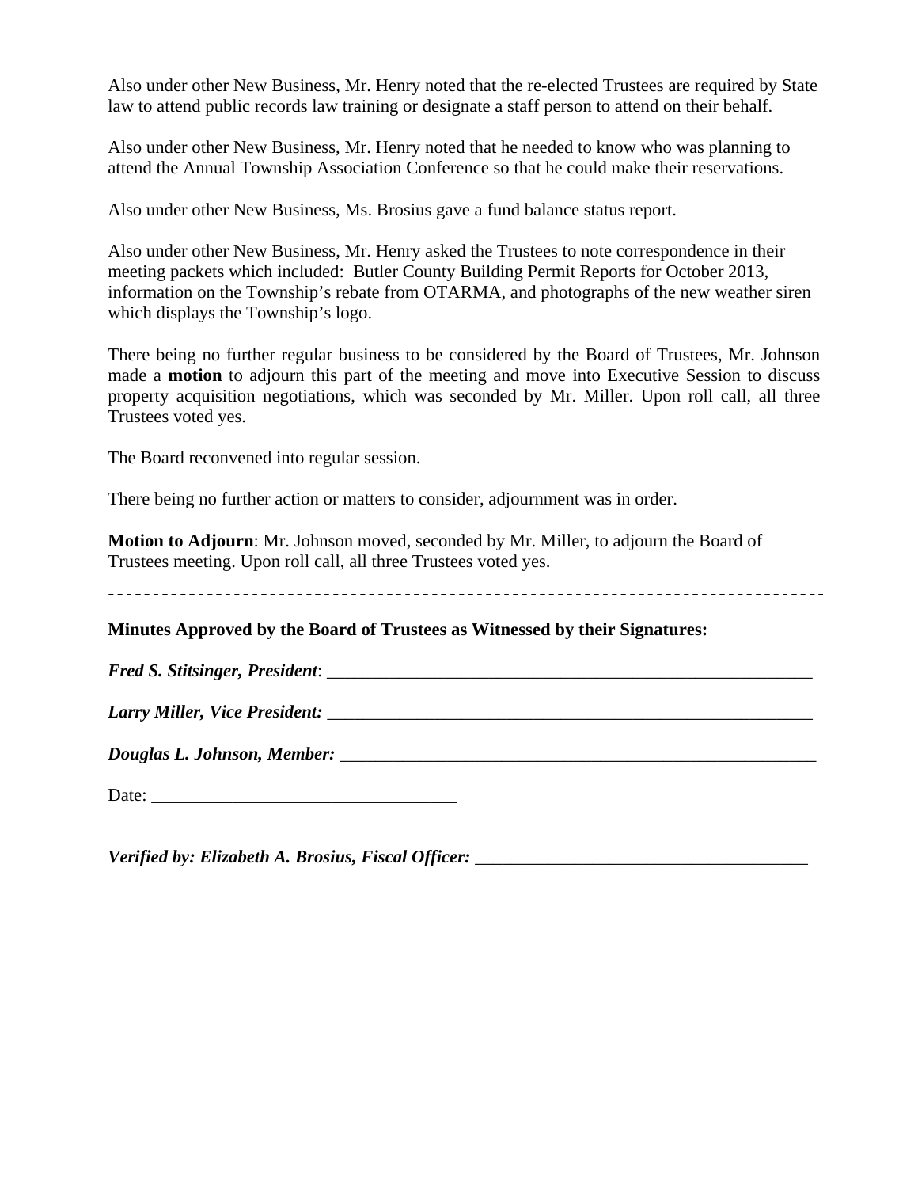Also under other New Business, Mr. Henry noted that the re-elected Trustees are required by State law to attend public records law training or designate a staff person to attend on their behalf.

Also under other New Business, Mr. Henry noted that he needed to know who was planning to attend the Annual Township Association Conference so that he could make their reservations.

Also under other New Business, Ms. Brosius gave a fund balance status report.

Also under other New Business, Mr. Henry asked the Trustees to note correspondence in their meeting packets which included: Butler County Building Permit Reports for October 2013, information on the Township's rebate from OTARMA, and photographs of the new weather siren which displays the Township's logo.

There being no further regular business to be considered by the Board of Trustees, Mr. Johnson made a **motion** to adjourn this part of the meeting and move into Executive Session to discuss property acquisition negotiations, which was seconded by Mr. Miller. Upon roll call, all three Trustees voted yes.

The Board reconvened into regular session.

There being no further action or matters to consider, adjournment was in order.

**Motion to Adjourn**: Mr. Johnson moved, seconded by Mr. Miller, to adjourn the Board of Trustees meeting. Upon roll call, all three Trustees voted yes.

---

**Minutes Approved by the Board of Trustees as Witnessed by their Signatures:**

***Fred S. Stitsinger, President***: ________________________________________________________

***Larry Miller, Vice President:*** ________________________________________________________

***Douglas L. Johnson, Member:*** ________________________________________________________

Date: __________________________________

***Verified by: Elizabeth A. Brosius, Fiscal Officer:*** ____________________________________